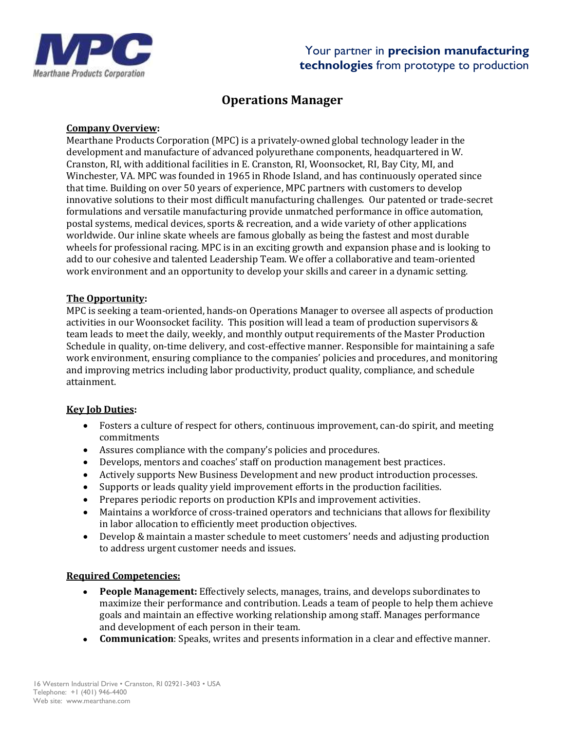Your partner in **precision manufacturing technologies** from prototype to production

# Operations Manager

**Company Overview:**

Mearthane Products Corporation (MPC) is a privately-owned global technology leader in the development and manufacture of advanced polyurethane components, headquartered in W. Cranston, RI, with additional facilities in E. Cranston, RI, Woonsocket, RI, Bay City, MI, and Winchester, VA. MPC was founded in 1965 in Rhode Island, and has continuously operated since that time. Building on over 50 years of experience, MPC partners with customers to develop innovative solutions to their most difficult manufacturing challenges. Our patented or trade-secret formulations and versatile manufacturing provide unmatched performance in office automation, postal systems, medical devices, sports & recreation, and a wide variety of other applications worldwide. Our inline skate wheels are famous globally as being the fastest and most durable wheels for professional racing. MPC is in an exciting growth and expansion phase and is looking to add to our cohesive and talented Leadership Team. We offer a collaborative and team-oriented work environment and an opportunity to develop your skills and career in a dynamic setting.

**The Opportunity:**

MPC is seeking a team-oriented, hands-on Operations Manager to oversee all aspects of production activities in our Woonsocket facility. This position will lead a team of production supervisors & team leads to meet the daily, weekly, and monthly output requirements of the Master Production Schedule in quality, on-time delivery, and cost-effective manner. Responsible for maintaining a safe work environment, ensuring compliance to the companies' policies and procedures, and monitoring and improving metrics including labor productivity, product quality, compliance, and schedule attainment.

**Key Job Duties:**

- Fosters a culture of respect for others, continuous improvement, can-do spirit, and meeting commitments
- Assures compliance with the company's policies and procedures.
- Develops, mentors and coaches' staff on production management best practices.
- Actively supports New Business Development and new product introduction processes.
- Supports or leads quality yield improvement efforts in the production facilities.
- Prepares periodic reports on production KPIs and improvement activities.
- Maintains a workforce of cross-trained operators and technicians that allows for flexibility in labor allocation to efficiently meet production objectives.
- Develop & maintain a master schedule to meet customers' needs and adjusting production to address urgent customer needs and issues.

**Required Competencies:**

- **People Management:** Effectively selects, manages, trains, and develops subordinates to maximize their performance and contribution. Leads a team of people to help them achieve goals and maintain an effective working relationship among staff. Manages performance and development of each person in their team.
- **Communication**: Speaks, writes and presents information in a clear and effective manner.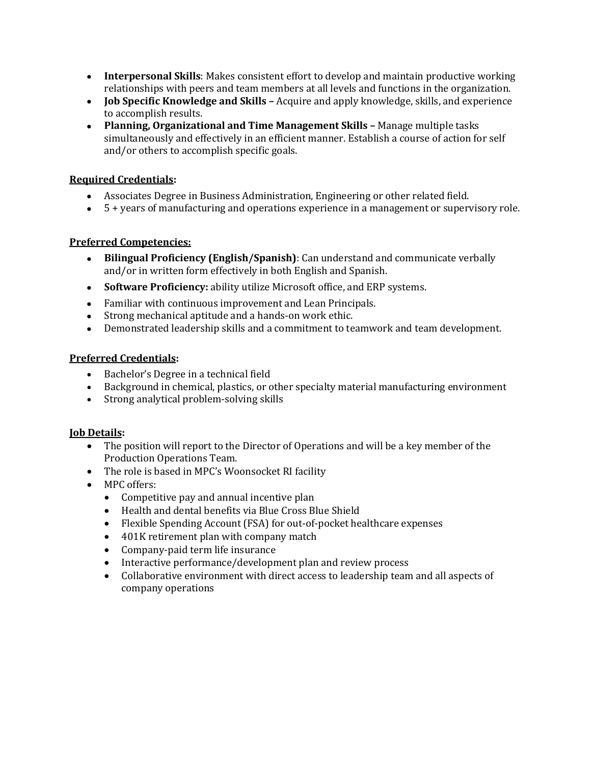- **Interpersonal Skills**: Makes consistent effort to develop and maintain productive working relationships with peers and team members at all levels and functions in the organization.
- **Job Specific Knowledge and Skills –** Acquire and apply knowledge, skills, and experience to accomplish results.
- **Planning, Organizational and Time Management Skills –** Manage multiple tasks simultaneously and effectively in an efficient manner. Establish a course of action for self and/or others to accomplish specific goals.

**Required Credentials:**

- Associates Degree in Business Administration, Engineering or other related field.
- 5 + years of manufacturing and operations experience in a management or supervisory role.

**Preferred Competencies:**

- **Bilingual Proficiency (English/Spanish)**: Can understand and communicate verbally and/or in written form effectively in both English and Spanish.
- **Software Proficiency:** ability utilize Microsoft office, and ERP systems.
- Familiar with continuous improvement and Lean Principals.
- Strong mechanical aptitude and a hands-on work ethic.
- Demonstrated leadership skills and a commitment to teamwork and team development.

**Preferred Credentials:**

- Bachelor's Degree in a technical field
- Background in chemical, plastics, or other specialty material manufacturing environment
- Strong analytical problem-solving skills

**Job Details:**

- The position will report to the Director of Operations and will be a key member of the Production Operations Team.
- The role is based in MPC's Woonsocket RI facility
- MPC offers:
  - Competitive pay and annual incentive plan
  - Health and dental benefits via Blue Cross Blue Shield
  - Flexible Spending Account (FSA) for out-of-pocket healthcare expenses
  - 401K retirement plan with company match
  - Company-paid term life insurance
  - Interactive performance/development plan and review process
  - Collaborative environment with direct access to leadership team and all aspects of company operations